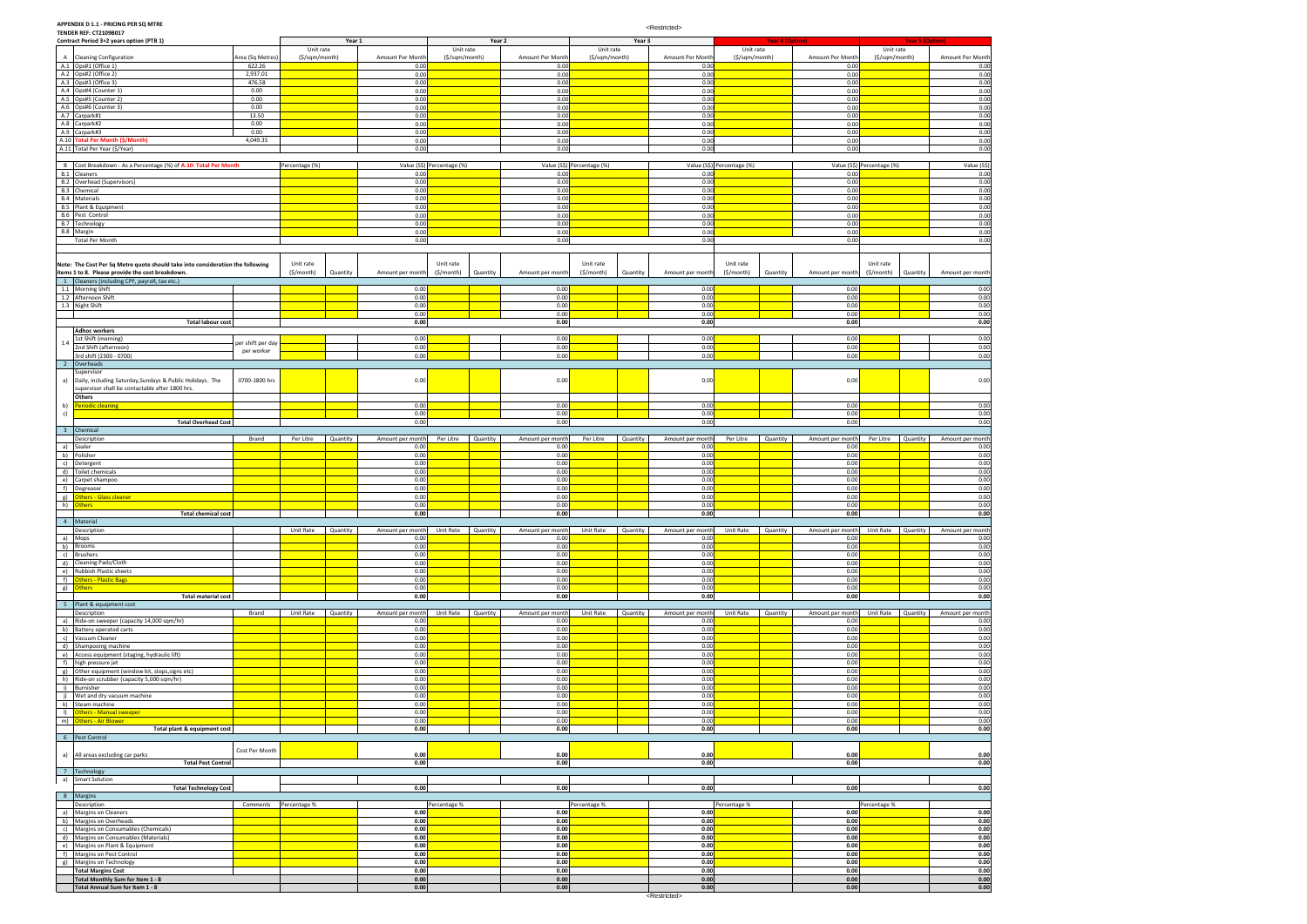**APPENDIX D 1.1 - PRICING PER SQ MTRE**

**TENDER REF: CT2109B017**

| | Contract Period 3+2 years option (PTB 1) | | Year 1 | | | Year 2 | | | Year 3 | | | Year 4 (Option) | | | Year 5 (Option) | | |
|---|---|---|---|---|---|---|---|---|---|---|---|---|---|---|---|---|---|
| A | Cleaning Configuration | Area (Sq Metres) | Unit rate ($/sqm/month) | | Amount Per Month | Unit rate ($/sqm/month) | | Amount Per Month | Unit rate ($/sqm/month) | | Amount Per Month | Unit rate ($/sqm/month) | | Amount Per Month | Unit rate ($/sqm/month) | | Amount Per Month |
| A.1 | Ops#1 (Office 1) | 622.26 | | | 0.00 | | | 0.00 | | | 0.00 | | | 0.00 | | | 0.00 |
| A.2 | Ops#2 (Office 2) | 2,937.01 | | | 0.00 | | | 0.00 | | | 0.00 | | | 0.00 | | | 0.00 |
| A.3 | Ops#3 (Office 3) | 476.58 | | | 0.00 | | | 0.00 | | | 0.00 | | | 0.00 | | | 0.00 |
| A.4 | Ops#4 (Counter 1) | 0.00 | | | 0.00 | | | 0.00 | | | 0.00 | | | 0.00 | | | 0.00 |
| A.5 | Ops#5 (Counter 2) | 0.00 | | | 0.00 | | | 0.00 | | | 0.00 | | | 0.00 | | | 0.00 |
| A.6 | Ops#6 (Counter 3) | 0.00 | | | 0.00 | | | 0.00 | | | 0.00 | | | 0.00 | | | 0.00 |
| A.7 | Carpark#1 | 13.50 | | | 0.00 | | | 0.00 | | | 0.00 | | | 0.00 | | | 0.00 |
| A.8 | Carpark#2 | 0.00 | | | 0.00 | | | 0.00 | | | 0.00 | | | 0.00 | | | 0.00 |
| A.9 | Carpark#3 | 0.00 | | | 0.00 | | | 0.00 | | | 0.00 | | | 0.00 | | | 0.00 |
| A.10 | Total Per Month ($/Month) | 4,049.35 | | | 0.00 | | | 0.00 | | | 0.00 | | | 0.00 | | | 0.00 |
| A.11 | Total Per Year ($/Year) | | | | 0.00 | | | 0.00 | | | 0.00 | | | 0.00 | | | 0.00 |
| | | | | | | | | | | | | | | | | | |
| B | Cost Breakdown - As a Percentage (%) of A.10: Total Per Month | | Percentage (%) | | Value ($) | Percentage (%) | | Value ($) | Percentage (%) | | Value ($) | Percentage (%) | | Value ($) | Percentage (%) | | Value ($) |
| B.1 | Cleaners | | | | 0.00 | | | 0.00 | | | 0.00 | | | 0.00 | | | 0.00 |
| B.2 | Overhead (Supervisors) | | | | 0.00 | | | 0.00 | | | 0.00 | | | 0.00 | | | 0.00 |
| B.3 | Chemical | | | | 0.00 | | | 0.00 | | | 0.00 | | | 0.00 | | | 0.00 |
| B.4 | Materials | | | | 0.00 | | | 0.00 | | | 0.00 | | | 0.00 | | | 0.00 |
| B.5 | Plant & Equipment | | | | 0.00 | | | 0.00 | | | 0.00 | | | 0.00 | | | 0.00 |
| B.6 | Pest Control | | | | 0.00 | | | 0.00 | | | 0.00 | | | 0.00 | | | 0.00 |
| B.7 | Technology | | | | 0.00 | | | 0.00 | | | 0.00 | | | 0.00 | | | 0.00 |
| B.8 | Margin | | | | 0.00 | | | 0.00 | | | 0.00 | | | 0.00 | | | 0.00 |
| | Total Per Month | | | | 0.00 | | | 0.00 | | | 0.00 | | | 0.00 | | | 0.00 |
| | | | | | | | | | | | | | | | | | |
| | **Note: The Cost Per Sq Metre quote should take into consideration the following items 1 to 8. Please provide the cost breakdown.** | | Unit rate ($/month) | Quantity | Amount per month | Unit rate ($/month) | Quantity | Amount per month | Unit rate ($/month) | Quantity | Amount per month | Unit rate ($/month) | Quantity | Amount per month | Unit rate ($/month) | Quantity | Amount per month |
| 1 | Cleaners (including CPF, payroll, tax etc.) | | | | | | | | | | | | | | | | |
| 1.1 | Morning Shift | | | | 0.00 | | | 0.00 | | | 0.00 | | | 0.00 | | | 0.00 |
| 1.2 | Afternoon Shift | | | | 0.00 | | | 0.00 | | | 0.00 | | | 0.00 | | | 0.00 |
| 1.3 | Night Shift | | | | 0.00 | | | 0.00 | | | 0.00 | | | 0.00 | | | 0.00 |
| | | | | | 0.00 | | | 0.00 | | | 0.00 | | | 0.00 | | | 0.00 |
| | **Total labour cost** | | | | **0.00** | | | **0.00** | | | **0.00** | | | **0.00** | | | **0.00** |
| | **Adhoc workers** | | | | | | | | | | | | | | | | |
| 1.4 | 1st Shift (morning) | per shift per day per worker | | | 0.00 | | | 0.00 | | | 0.00 | | | 0.00 | | | 0.00 |
| | 2nd Shift (afternoon) | | | | 0.00 | | | 0.00 | | | 0.00 | | | 0.00 | | | 0.00 |
| | 3rd shift (2300 - 0700) | | | | 0.00 | | | 0.00 | | | 0.00 | | | 0.00 | | | 0.00 |
| 2 | Overheads | | | | | | | | | | | | | | | | |
| | Supervisor | | | | | | | | | | | | | | | | |
| a) | Daily, including Saturday,Sundays & Public Holidays. The supervisor shall be contactable after 1800 hrs. | 0700-1800 hrs | | | 0.00 | | | 0.00 | | | 0.00 | | | 0.00 | | | 0.00 |
| | **Others** | | | | | | | | | | | | | | | | |
| b) | Periodic cleaning | | | | 0.00 | | | 0.00 | | | 0.00 | | | 0.00 | | | 0.00 |
| c) | | | | | 0.00 | | | 0.00 | | | 0.00 | | | 0.00 | | | 0.00 |
| | **Total Overhead Cost** | | | | 0.00 | | | 0.00 | | | 0.00 | | | 0.00 | | | 0.00 |
| 3 | Chemical | | | | | | | | | | | | | | | | |
| | Description | Brand | Per Litre | Quantity | Amount per month | Per Litre | Quantity | Amount per month | Per Litre | Quantity | Amount per month | Per Litre | Quantity | Amount per month | Per Litre | Quantity | Amount per month |
| a) | Sealer | | | | 0.00 | | | 0.00 | | | 0.00 | | | 0.00 | | | 0.00 |
| b) | Polisher | | | | 0.00 | | | 0.00 | | | 0.00 | | | 0.00 | | | 0.00 |
| c) | Detergent | | | | 0.00 | | | 0.00 | | | 0.00 | | | 0.00 | | | 0.00 |
| d) | Toilet chemicals | | | | 0.00 | | | 0.00 | | | 0.00 | | | 0.00 | | | 0.00 |
| e) | Carpet shampoo | | | | 0.00 | | | 0.00 | | | 0.00 | | | 0.00 | | | 0.00 |
| f) | Degreaser | | | | 0.00 | | | 0.00 | | | 0.00 | | | 0.00 | | | 0.00 |
| g) | Others - Glass cleaner | | | | 0.00 | | | 0.00 | | | 0.00 | | | 0.00 | | | 0.00 |
| h) | Others | | | | 0.00 | | | 0.00 | | | 0.00 | | | 0.00 | | | 0.00 |
| | **Total chemical cost** | | | | **0.00** | | | **0.00** | | | **0.00** | | | **0.00** | | | **0.00** |
| 4 | Material | | | | | | | | | | | | | | | | |
| | Description | | Unit Rate | Quantity | Amount per month | Unit Rate | Quantity | Amount per month | Unit Rate | Quantity | Amount per month | Unit Rate | Quantity | Amount per month | Unit Rate | Quantity | Amount per month |
| a) | Mops | | | | 0.00 | | | 0.00 | | | 0.00 | | | 0.00 | | | 0.00 |
| b) | Brooms | | | | 0.00 | | | 0.00 | | | 0.00 | | | 0.00 | | | 0.00 |
| c) | Brushers | | | | 0.00 | | | 0.00 | | | 0.00 | | | 0.00 | | | 0.00 |
| d) | Cleaning Pads/Cloth | | | | 0.00 | | | 0.00 | | | 0.00 | | | 0.00 | | | 0.00 |
| e) | Rubbish Plastic sheets | | | | 0.00 | | | 0.00 | | | 0.00 | | | 0.00 | | | 0.00 |
| f) | Others - Plastic Bags | | | | 0.00 | | | 0.00 | | | 0.00 | | | 0.00 | | | 0.00 |
| g) | Others | | | | 0.00 | | | 0.00 | | | 0.00 | | | 0.00 | | | 0.00 |
| | **Total material cost** | | | | **0.00** | | | **0.00** | | | **0.00** | | | **0.00** | | | **0.00** |
| 5 | Plant & equipment cost | | | | | | | | | | | | | | | | |
| | Description | Brand | Unit Rate | Quantity | Amount per month | Unit Rate | Quantity | Amount per month | Unit Rate | Quantity | Amount per month | Unit Rate | Quantity | Amount per month | Unit Rate | Quantity | Amount per month |
| a) | Ride-on sweeper (capacity 14,000 sqm/hr) | | | | 0.00 | | | 0.00 | | | 0.00 | | | 0.00 | | | 0.00 |
| b) | Battery operated carts | | | | 0.00 | | | 0.00 | | | 0.00 | | | 0.00 | | | 0.00 |
| c) | Vacuum Cleaner | | | | 0.00 | | | 0.00 | | | 0.00 | | | 0.00 | | | 0.00 |
| d) | Shampooing machine | | | | 0.00 | | | 0.00 | | | 0.00 | | | 0.00 | | | 0.00 |
| e) | Access equipment (staging, hydraulic lift) | | | | 0.00 | | | 0.00 | | | 0.00 | | | 0.00 | | | 0.00 |
| f) | high pressure jet | | | | 0.00 | | | 0.00 | | | 0.00 | | | 0.00 | | | 0.00 |
| g) | Other equipment (window kit, steps,signs etc) | | | | 0.00 | | | 0.00 | | | 0.00 | | | 0.00 | | | 0.00 |
| h) | Ride-on scrubber (capacity 5,000 sqm/hr) | | | | 0.00 | | | 0.00 | | | 0.00 | | | 0.00 | | | 0.00 |
| i) | Burnisher | | | | 0.00 | | | 0.00 | | | 0.00 | | | 0.00 | | | 0.00 |
| j) | Wet and dry vacuum machine | | | | 0.00 | | | 0.00 | | | 0.00 | | | 0.00 | | | 0.00 |
| k) | Steam machine | | | | 0.00 | | | 0.00 | | | 0.00 | | | 0.00 | | | 0.00 |
| l) | Others - Manual sweeper | | | | 0.00 | | | 0.00 | | | 0.00 | | | 0.00 | | | 0.00 |
| m) | Others - Air Blower | | | | 0.00 | | | 0.00 | | | 0.00 | | | 0.00 | | | 0.00 |
| | **Total plant & equipment cost** | | | | **0.00** | | | **0.00** | | | **0.00** | | | **0.00** | | | **0.00** |
| 6 | Pest Control | | | | | | | | | | | | | | | | |
| a) | All areas excluding car parks | Cost Per Month | | | **0.00** | | | **0.00** | | | **0.00** | | | **0.00** | | | **0.00** |
| | **Total Pest Control** | | | | **0.00** | | | **0.00** | | | **0.00** | | | **0.00** | | | **0.00** |
| 7 | Technology | | | | | | | | | | | | | | | | |
| a) | Smart Solution | | | | | | | | | | | | | | | | |
| | **Total Technology Cost** | | | | **0.00** | | | **0.00** | | | **0.00** | | | **0.00** | | | **0.00** |
| 8 | Margins | | | | | | | | | | | | | | | | |
| | Description | Comments | Percentage % | | | Percentage % | | | Percentage % | | | Percentage % | | | Percentage % | | |
| a) | Margins on Cleaners | | | | **0.00** | | | **0.00** | | | **0.00** | | | **0.00** | | | **0.00** |
| b) | Margins on Overheads | | | | **0.00** | | | **0.00** | | | **0.00** | | | **0.00** | | | **0.00** |
| c) | Margins on Consumables (Chemicals) | | | | **0.00** | | | **0.00** | | | **0.00** | | | **0.00** | | | **0.00** |
| d) | Margins on Consumables (Materials) | | | | **0.00** | | | **0.00** | | | **0.00** | | | **0.00** | | | **0.00** |
| e) | Margins on Plant & Equipment | | | | **0.00** | | | **0.00** | | | **0.00** | | | **0.00** | | | **0.00** |
| f) | Margins on Pest Control | | | | **0.00** | | | **0.00** | | | **0.00** | | | **0.00** | | | **0.00** |
| g) | Margins on Technology | | | | **0.00** | | | **0.00** | | | **0.00** | | | **0.00** | | | **0.00** |
| | **Total Margins Cost** | | | | **0.00** | | | **0.00** | | | **0.00** | | | **0.00** | | | **0.00** |
| | **Total Monthly Sum for Item 1 - 8** | | | | **0.00** | | | **0.00** | | | **0.00** | | | **0.00** | | | **0.00** |
| | **Total Annual Sum for Item 1 - 8** | | | | **0.00** | | | **0.00** | | | **0.00** | | | **0.00** | | | **0.00** |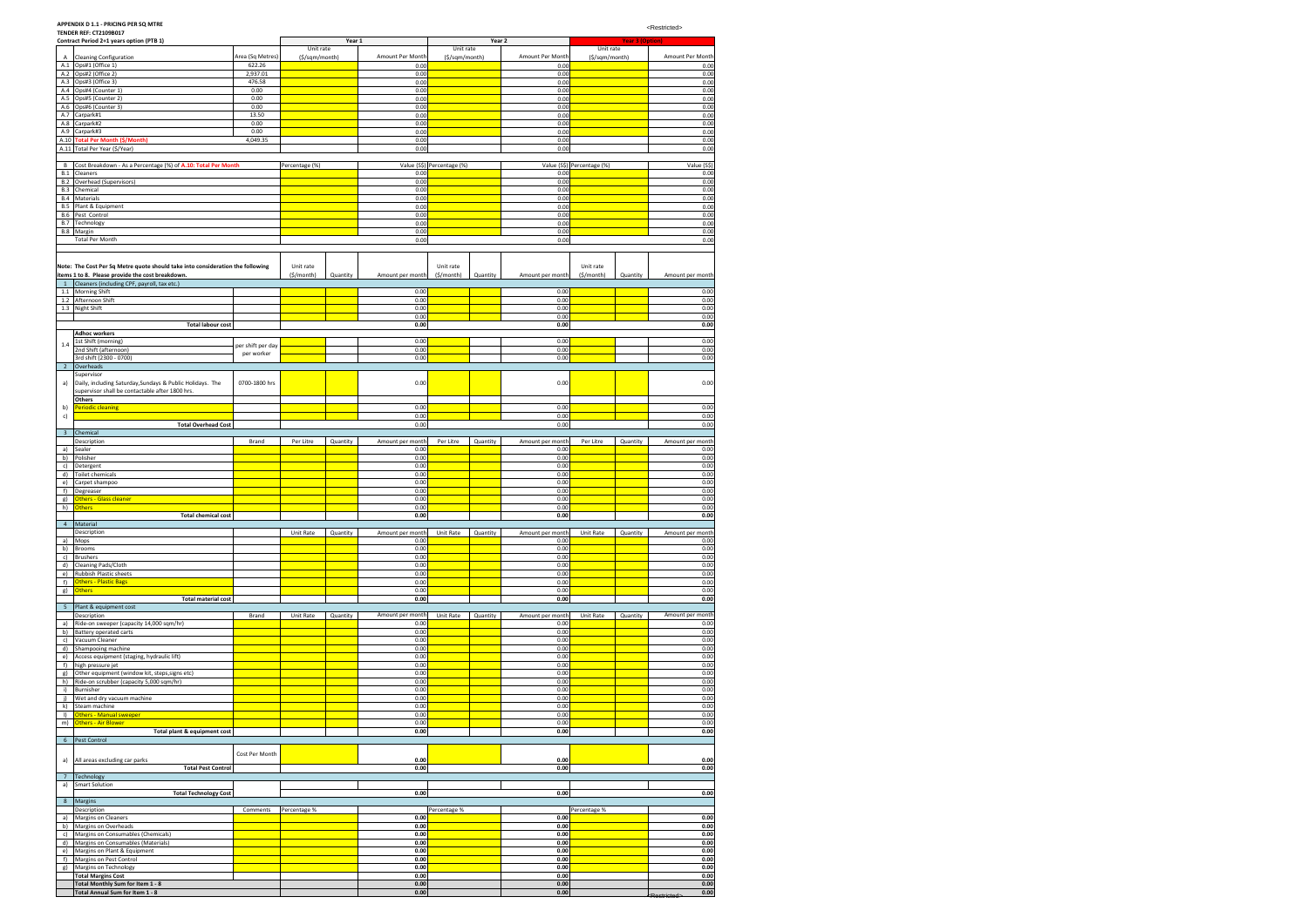**APPENDIX D 1.1 - PRICING PER SQ MTRE**

**TENDER REF: CT2109B017**

**Contract Period 2+1 years option (PTB 1)**

| | | | Year 1 | | | Year 2 | | | Year 3 (Option) | | |
|---|---|---|---|---|---|---|---|---|---|---|---|
| A | Cleaning Configuration | Area (Sq Metres) | Unit rate ($/sqm/month) | | Amount Per Month | Unit rate ($/sqm/month) | | Amount Per Month | Unit rate ($/sqm/month) | | Amount Per Month |
| A.1 | Ops#1 (Office 1) | 622.26 | | | 0.00 | | | 0.00 | | | 0.00 |
| A.2 | Ops#2 (Office 2) | 2,937.01 | | | 0.00 | | | 0.00 | | | 0.00 |
| A.3 | Ops#3 (Office 3) | 476.58 | | | 0.00 | | | 0.00 | | | 0.00 |
| A.4 | Ops#4 (Counter 1) | 0.00 | | | 0.00 | | | 0.00 | | | 0.00 |
| A.5 | Ops#5 (Counter 2) | 0.00 | | | 0.00 | | | 0.00 | | | 0.00 |
| A.6 | Ops#6 (Counter 3) | 0.00 | | | 0.00 | | | 0.00 | | | 0.00 |
| A.7 | Carpark#1 | 13.50 | | | 0.00 | | | 0.00 | | | 0.00 |
| A.8 | Carpark#2 | 0.00 | | | 0.00 | | | 0.00 | | | 0.00 |
| A.9 | Carpark#3 | 0.00 | | | 0.00 | | | 0.00 | | | 0.00 |
| A.10 | **Total Per Month ($/Month)** | 4,049.35 | | | 0.00 | | | 0.00 | | | 0.00 |
| A.11 | Total Per Year ($/Year) | | | | 0.00 | | | 0.00 | | | 0.00 |
| | | | | | | | | | | | |
| B | Cost Breakdown - As a Percentage (%) of **A.10: Total Per Month** | | Percentage (%) | | Value ($$) | Percentage (%) | | Value ($$) | Percentage (%) | | Value ($$) |
| B.1 | Cleaners | | | | 0.00 | | | 0.00 | | | 0.00 |
| B.2 | Overhead (Supervisors) | | | | 0.00 | | | 0.00 | | | 0.00 |
| B.3 | Chemical | | | | 0.00 | | | 0.00 | | | 0.00 |
| B.4 | Materials | | | | 0.00 | | | 0.00 | | | 0.00 |
| B.5 | Plant & Equipment | | | | 0.00 | | | 0.00 | | | 0.00 |
| B.6 | Pest Control | | | | 0.00 | | | 0.00 | | | 0.00 |
| B.7 | Technology | | | | 0.00 | | | 0.00 | | | 0.00 |
| B.8 | Margin | | | | 0.00 | | | 0.00 | | | 0.00 |
| | Total Per Month | | | | 0.00 | | | 0.00 | | | 0.00 |
| | | | | | | | | | | | |
| | **Note: The Cost Per Sq Metre quote should take into consideration the following items 1 to 8. Please provide the cost breakdown.** | | Unit rate ($/month) | Quantity | Amount per month | Unit rate ($/month) | Quantity | Amount per month | Unit rate ($/month) | Quantity | Amount per month |
| 1 | Cleaners (including CPF, payroll, tax etc.) | | | | | | | | | | |
| 1.1 | Morning Shift | | | | 0.00 | | | 0.00 | | | 0.00 |
| 1.2 | Afternoon Shift | | | | 0.00 | | | 0.00 | | | 0.00 |
| 1.3 | Night Shift | | | | 0.00 | | | 0.00 | | | 0.00 |
| | | | | | 0.00 | | | 0.00 | | | 0.00 |
| | **Total labour cost** | | | | **0.00** | | | **0.00** | | | **0.00** |
| | **Adhoc workers** | | | | | | | | | | |
| 1.4 | 1st Shift (morning) | per shift per day per worker | | | 0.00 | | | 0.00 | | | 0.00 |
| | 2nd Shift (afternoon) | | | | 0.00 | | | 0.00 | | | 0.00 |
| | 3rd shift (2300 - 0700) | | | | 0.00 | | | 0.00 | | | 0.00 |
| 2 | Overheads | | | | | | | | | | |
| a) | Supervisor Daily, including Saturday,Sundays & Public Holidays. The supervisor shall be contactable after 1800 hrs. | 0700-1800 hrs | | | 0.00 | | | 0.00 | | | 0.00 |
| | **Others** | | | | | | | | | | |
| b) | Periodic cleaning | | | | 0.00 | | | 0.00 | | | 0.00 |
| c) | | | | | 0.00 | | | 0.00 | | | 0.00 |
| | **Total Overhead Cost** | | | | 0.00 | | | 0.00 | | | 0.00 |
| 3 | Chemical | | | | | | | | | | |
| | Description | Brand | Per Litre | Quantity | Amount per month | Per Litre | Quantity | Amount per month | Per Litre | Quantity | Amount per month |
| a) | Sealer | | | | 0.00 | | | 0.00 | | | 0.00 |
| b) | Polisher | | | | 0.00 | | | 0.00 | | | 0.00 |
| c) | Detergent | | | | 0.00 | | | 0.00 | | | 0.00 |
| d) | Toilet chemicals | | | | 0.00 | | | 0.00 | | | 0.00 |
| e) | Carpet shampoo | | | | 0.00 | | | 0.00 | | | 0.00 |
| f) | Degreaser | | | | 0.00 | | | 0.00 | | | 0.00 |
| g) | Others - Glass cleaner | | | | 0.00 | | | 0.00 | | | 0.00 |
| h) | Others | | | | 0.00 | | | 0.00 | | | 0.00 |
| | **Total chemical cost** | | | | **0.00** | | | **0.00** | | | **0.00** |
| 4 | Material | | | | | | | | | | |
| | Description | | Unit Rate | Quantity | Amount per month | Unit Rate | Quantity | Amount per month | Unit Rate | Quantity | Amount per month |
| a) | Mops | | | | 0.00 | | | 0.00 | | | 0.00 |
| b) | Brooms | | | | 0.00 | | | 0.00 | | | 0.00 |
| c) | Brushers | | | | 0.00 | | | 0.00 | | | 0.00 |
| d) | Cleaning Pads/Cloth | | | | 0.00 | | | 0.00 | | | 0.00 |
| e) | Rubbish Plastic sheets | | | | 0.00 | | | 0.00 | | | 0.00 |
| f) | Others - Plastic Bags | | | | 0.00 | | | 0.00 | | | 0.00 |
| g) | Others | | | | 0.00 | | | 0.00 | | | 0.00 |
| | **Total material cost** | | | | **0.00** | | | **0.00** | | | **0.00** |
| 5 | Plant & equipment cost | | | | | | | | | | |
| | Description | Brand | Unit Rate | Quantity | Amount per month | Unit Rate | Quantity | Amount per month | Unit Rate | Quantity | Amount per month |
| a) | Ride-on sweeper (capacity 14,000 sqm/hr) | | | | 0.00 | | | 0.00 | | | 0.00 |
| b) | Battery operated carts | | | | 0.00 | | | 0.00 | | | 0.00 |
| c) | Vacuum Cleaner | | | | 0.00 | | | 0.00 | | | 0.00 |
| d) | Shampooing machine | | | | 0.00 | | | 0.00 | | | 0.00 |
| e) | Access equipment (staging, hydraulic lift) | | | | 0.00 | | | 0.00 | | | 0.00 |
| f) | high pressure jet | | | | 0.00 | | | 0.00 | | | 0.00 |
| g) | Other equipment (window kit, steps,signs etc) | | | | 0.00 | | | 0.00 | | | 0.00 |
| h) | Ride-on scrubber (capacity 5,000 sqm/hr) | | | | 0.00 | | | 0.00 | | | 0.00 |
| i) | Burnisher | | | | 0.00 | | | 0.00 | | | 0.00 |
| j) | Wet and dry vacuum machine | | | | 0.00 | | | 0.00 | | | 0.00 |
| k) | Steam machine | | | | 0.00 | | | 0.00 | | | 0.00 |
| l) | Others - Manual sweeper | | | | 0.00 | | | 0.00 | | | 0.00 |
| m) | Others - Air Blower | | | | 0.00 | | | 0.00 | | | 0.00 |
| | **Total plant & equipment cost** | | | | **0.00** | | | **0.00** | | | **0.00** |
| 6 | Pest Control | | | | | | | | | | |
| a) | All areas excluding car parks | Cost Per Month | | | 0.00 | | | 0.00 | | | 0.00 |
| | **Total Pest Control** | | | | 0.00 | | | 0.00 | | | 0.00 |
| 7 | Technology | | | | | | | | | | |
| a) | Smart Solution | | | | | | | | | | |
| | **Total Technology Cost** | | | | 0.00 | | | 0.00 | | | 0.00 |
| 8 | Margins | | | | | | | | | | |
| | Description | Comments | Percentage % | | | Percentage % | | | Percentage % | | |
| a) | Margins on Cleaners | | | | **0.00** | | | **0.00** | | | **0.00** |
| b) | Margins on Overheads | | | | **0.00** | | | **0.00** | | | **0.00** |
| c) | Margins on Consumables (Chemicals) | | | | **0.00** | | | **0.00** | | | **0.00** |
| d) | Margins on Consumables (Materials) | | | | **0.00** | | | **0.00** | | | **0.00** |
| e) | Margins on Plant & Equipment | | | | **0.00** | | | **0.00** | | | **0.00** |
| f) | Margins on Pest Control | | | | **0.00** | | | **0.00** | | | **0.00** |
| g) | Margins on Technology | | | | **0.00** | | | **0.00** | | | **0.00** |
| | **Total Margins Cost** | | | | **0.00** | | | **0.00** | | | **0.00** |
| | **Total Monthly Sum for Item 1 - 8** | | | | **0.00** | | | **0.00** | | | **0.00** |
| | **Total Annual Sum for Item 1 - 8** | | | | **0.00** | | | **0.00** | | | **0.00** |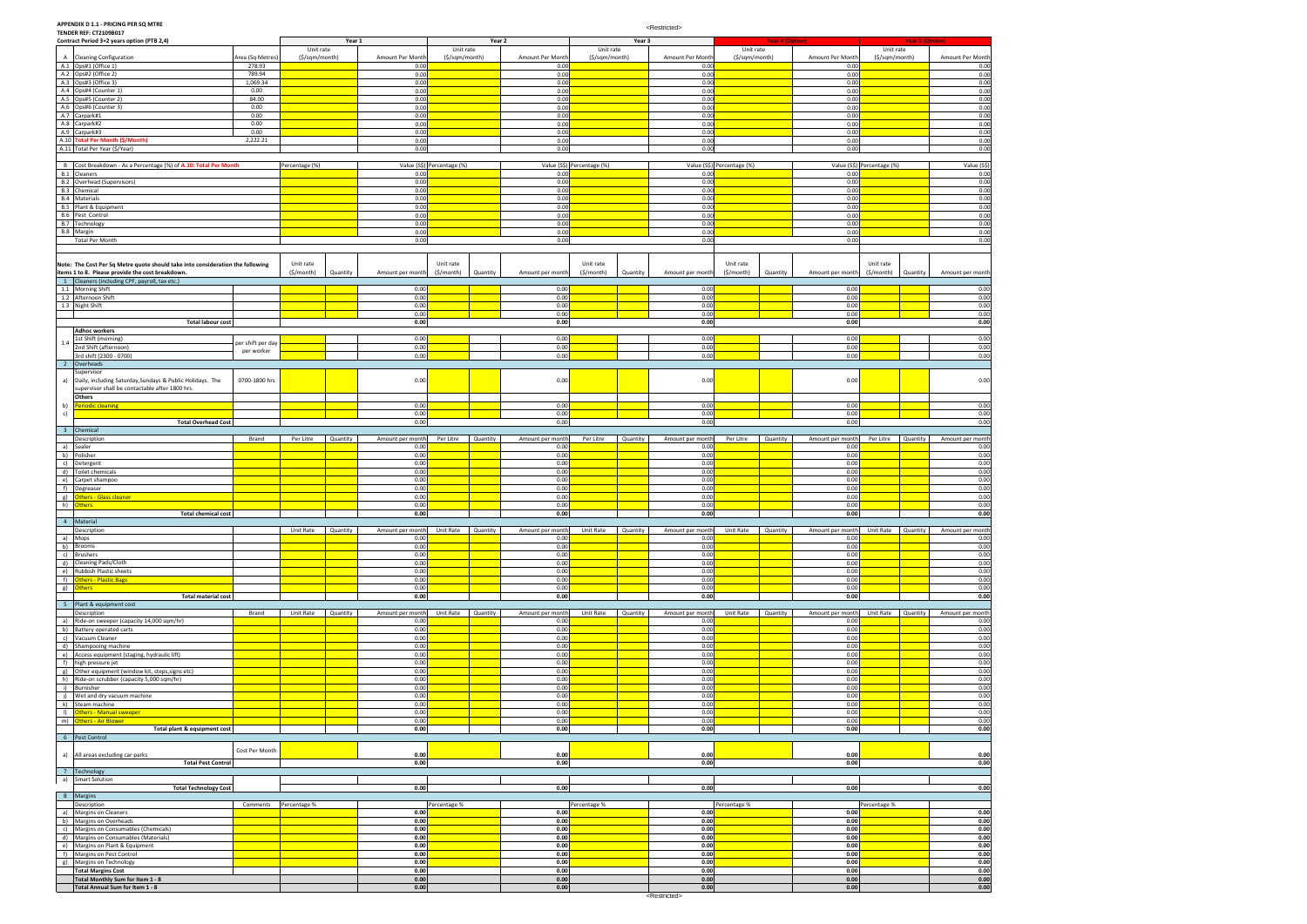**APPENDIX D 1.1 - PRICING PER SQ MTRE**
**TENDER REF: CT2109B017**

| | Contract Period 3+2 years option (PTB 2,4) | | Year 1 | | | Year 2 | | | Year 3 | | | Year 4 (Option) | | | Year 5 (Option) | | |
|---|---|---|---|---|---|---|---|---|---|---|---|---|---|---|---|---|---|
| A | Cleaning Configuration | Area (Sq Metres) | Unit rate ($/sqm/month) | | Amount Per Month | Unit rate ($/sqm/month) | | Amount Per Month | Unit rate ($/sqm/month) | | Amount Per Month | Unit rate ($/sqm/month) | | Amount Per Month | Unit rate ($/sqm/month) | | Amount Per Month |
| A.1 | Ops#1 (Office 1) | 278.93 | | | 0.00 | | | 0.00 | | | 0.00 | | | 0.00 | | | 0.00 |
| A.2 | Ops#2 (Office 2) | 789.94 | | | 0.00 | | | 0.00 | | | 0.00 | | | 0.00 | | | 0.00 |
| A.3 | Ops#3 (Office 3) | 1,069.34 | | | 0.00 | | | 0.00 | | | 0.00 | | | 0.00 | | | 0.00 |
| A.4 | Ops#4 (Counter 1) | 0.00 | | | 0.00 | | | 0.00 | | | 0.00 | | | 0.00 | | | 0.00 |
| A.5 | Ops#5 (Counter 2) | 84.00 | | | 0.00 | | | 0.00 | | | 0.00 | | | 0.00 | | | 0.00 |
| A.6 | Ops#6 (Counter 3) | 0.00 | | | 0.00 | | | 0.00 | | | 0.00 | | | 0.00 | | | 0.00 |
| A.7 | Carpark#1 | 0.00 | | | 0.00 | | | 0.00 | | | 0.00 | | | 0.00 | | | 0.00 |
| A.8 | Carpark#2 | 0.00 | | | 0.00 | | | 0.00 | | | 0.00 | | | 0.00 | | | 0.00 |
| A.9 | Carpark#3 | 0.00 | | | 0.00 | | | 0.00 | | | 0.00 | | | 0.00 | | | 0.00 |
| A.10 | **Total Per Month ($/Month)** | 2,222.21 | | | 0.00 | | | 0.00 | | | 0.00 | | | 0.00 | | | 0.00 |
| A.11 | Total Per Year ($/Year) | | | | 0.00 | | | 0.00 | | | 0.00 | | | 0.00 | | | 0.00 |
| | | | | | | | | | | | | | | | | | |
| B | Cost Breakdown - As a Percentage (%) of **A.10: Total Per Month** | | Percentage (%) | | Value ($) | Percentage (%) | | Value ($) | Percentage (%) | | Value ($) | Percentage (%) | | Value ($) | Percentage (%) | | Value ($) |
| B.1 | Cleaners | | | | 0.00 | | | 0.00 | | | 0.00 | | | 0.00 | | | 0.00 |
| B.2 | Overhead (Supervisors) | | | | 0.00 | | | 0.00 | | | 0.00 | | | 0.00 | | | 0.00 |
| B.3 | Chemical | | | | 0.00 | | | 0.00 | | | 0.00 | | | 0.00 | | | 0.00 |
| B.4 | Materials | | | | 0.00 | | | 0.00 | | | 0.00 | | | 0.00 | | | 0.00 |
| B.5 | Plant & Equipment | | | | 0.00 | | | 0.00 | | | 0.00 | | | 0.00 | | | 0.00 |
| B.6 | Pest Control | | | | 0.00 | | | 0.00 | | | 0.00 | | | 0.00 | | | 0.00 |
| B.7 | Technology | | | | 0.00 | | | 0.00 | | | 0.00 | | | 0.00 | | | 0.00 |
| B.8 | Margin | | | | 0.00 | | | 0.00 | | | 0.00 | | | 0.00 | | | 0.00 |
| | Total Per Month | | | | 0.00 | | | 0.00 | | | 0.00 | | | 0.00 | | | 0.00 |
| | | | | | | | | | | | | | | | | | |
| | **Note: The Cost Per Sq Metre quote should take into consideration the following items 1 to 8. Please provide the cost breakdown.** | | Unit rate ($/month) | Quantity | Amount per month | Unit rate ($/month) | Quantity | Amount per month | Unit rate ($/month) | Quantity | Amount per month | Unit rate ($/month) | Quantity | Amount per month | Unit rate ($/month) | Quantity | Amount per month |
| 1 | Cleaners (including CPF, payroll, tax etc.) | | | | | | | | | | | | | | | | |
| 1.1 | Morning Shift | | | | 0.00 | | | 0.00 | | | 0.00 | | | 0.00 | | | 0.00 |
| 1.2 | Afternoon Shift | | | | 0.00 | | | 0.00 | | | 0.00 | | | 0.00 | | | 0.00 |
| 1.3 | Night Shift | | | | 0.00 | | | 0.00 | | | 0.00 | | | 0.00 | | | 0.00 |
| | | | | | 0.00 | | | 0.00 | | | 0.00 | | | 0.00 | | | 0.00 |
| | **Total labour cost** | | | | **0.00** | | | **0.00** | | | **0.00** | | | **0.00** | | | **0.00** |
| | **Adhoc workers** | | | | | | | | | | | | | | | | |
| 1.4 | 1st Shift (morning) | per shift per day per worker | | | 0.00 | | | 0.00 | | | 0.00 | | | 0.00 | | | 0.00 |
| | 2nd Shift (afternoon) | | | | 0.00 | | | 0.00 | | | 0.00 | | | 0.00 | | | 0.00 |
| | 3rd shift (2300 - 0700) | | | | 0.00 | | | 0.00 | | | 0.00 | | | 0.00 | | | 0.00 |
| 2 | Overheads | | | | | | | | | | | | | | | | |
| | Supervisor | | | | | | | | | | | | | | | | |
| a) | Daily, including Saturday,Sundays & Public Holidays. The supervisor shall be contactable after 1800 hrs. | 0700-1800 hrs | | | 0.00 | | | 0.00 | | | 0.00 | | | 0.00 | | | 0.00 |
| | **Others** | | | | | | | | | | | | | | | | |
| b) | Periodic cleaning | | | | 0.00 | | | 0.00 | | | 0.00 | | | 0.00 | | | 0.00 |
| c) | | | | | 0.00 | | | 0.00 | | | 0.00 | | | 0.00 | | | 0.00 |
| | **Total Overhead Cost** | | | | 0.00 | | | 0.00 | | | 0.00 | | | 0.00 | | | 0.00 |
| 3 | Chemical | | | | | | | | | | | | | | | | |
| | Description | Brand | Per Litre | Quantity | Amount per month | Per Litre | Quantity | Amount per month | Per Litre | Quantity | Amount per month | Per Litre | Quantity | Amount per month | Per Litre | Quantity | Amount per month |
| a) | Sealer | | | | 0.00 | | | 0.00 | | | 0.00 | | | 0.00 | | | 0.00 |
| b) | Polisher | | | | 0.00 | | | 0.00 | | | 0.00 | | | 0.00 | | | 0.00 |
| c) | Detergent | | | | 0.00 | | | 0.00 | | | 0.00 | | | 0.00 | | | 0.00 |
| d) | Toilet chemicals | | | | 0.00 | | | 0.00 | | | 0.00 | | | 0.00 | | | 0.00 |
| e) | Carpet shampoo | | | | 0.00 | | | 0.00 | | | 0.00 | | | 0.00 | | | 0.00 |
| f) | Degreaser | | | | 0.00 | | | 0.00 | | | 0.00 | | | 0.00 | | | 0.00 |
| g) | Others - Glass cleaner | | | | 0.00 | | | 0.00 | | | 0.00 | | | 0.00 | | | 0.00 |
| h) | Others | | | | 0.00 | | | 0.00 | | | 0.00 | | | 0.00 | | | 0.00 |
| | **Total chemical cost** | | | | **0.00** | | | **0.00** | | | **0.00** | | | **0.00** | | | **0.00** |
| 4 | Material | | | | | | | | | | | | | | | | |
| | Description | | Unit Rate | Quantity | Amount per month | Unit Rate | Quantity | Amount per month | Unit Rate | Quantity | Amount per month | Unit Rate | Quantity | Amount per month | Unit Rate | Quantity | Amount per month |
| a) | Mops | | | | 0.00 | | | 0.00 | | | 0.00 | | | 0.00 | | | 0.00 |
| b) | Brooms | | | | 0.00 | | | 0.00 | | | 0.00 | | | 0.00 | | | 0.00 |
| c) | Brushers | | | | 0.00 | | | 0.00 | | | 0.00 | | | 0.00 | | | 0.00 |
| d) | Cleaning Pads/Cloth | | | | 0.00 | | | 0.00 | | | 0.00 | | | 0.00 | | | 0.00 |
| e) | Rubbish Plastic sheets | | | | 0.00 | | | 0.00 | | | 0.00 | | | 0.00 | | | 0.00 |
| f) | Others - Plastic Bags | | | | 0.00 | | | 0.00 | | | 0.00 | | | 0.00 | | | 0.00 |
| g) | Others | | | | 0.00 | | | 0.00 | | | 0.00 | | | 0.00 | | | 0.00 |
| | **Total material cost** | | | | **0.00** | | | **0.00** | | | **0.00** | | | **0.00** | | | **0.00** |
| 5 | Plant & equipment cost | | | | | | | | | | | | | | | | |
| | Description | Brand | Unit Rate | Quantity | Amount per month | Unit Rate | Quantity | Amount per month | Unit Rate | Quantity | Amount per month | Unit Rate | Quantity | Amount per month | Unit Rate | Quantity | Amount per month |
| a) | Ride-on sweeper (capacity 14,000 sqm/hr) | | | | 0.00 | | | 0.00 | | | 0.00 | | | 0.00 | | | 0.00 |
| b) | Battery operated carts | | | | 0.00 | | | 0.00 | | | 0.00 | | | 0.00 | | | 0.00 |
| c) | Vacuum Cleaner | | | | 0.00 | | | 0.00 | | | 0.00 | | | 0.00 | | | 0.00 |
| d) | Shampooing machine | | | | 0.00 | | | 0.00 | | | 0.00 | | | 0.00 | | | 0.00 |
| e) | Access equipment (staging, hydraulic lift) | | | | 0.00 | | | 0.00 | | | 0.00 | | | 0.00 | | | 0.00 |
| f) | high pressure jet | | | | 0.00 | | | 0.00 | | | 0.00 | | | 0.00 | | | 0.00 |
| g) | Other equipment (window kit, steps,signs etc) | | | | 0.00 | | | 0.00 | | | 0.00 | | | 0.00 | | | 0.00 |
| h) | Ride-on scrubber (capacity 5,000 sqm/hr) | | | | 0.00 | | | 0.00 | | | 0.00 | | | 0.00 | | | 0.00 |
| i) | Burnisher | | | | 0.00 | | | 0.00 | | | 0.00 | | | 0.00 | | | 0.00 |
| j) | Wet and dry vacuum machine | | | | 0.00 | | | 0.00 | | | 0.00 | | | 0.00 | | | 0.00 |
| k) | Steam machine | | | | 0.00 | | | 0.00 | | | 0.00 | | | 0.00 | | | 0.00 |
| l) | Others - Manual sweeper | | | | 0.00 | | | 0.00 | | | 0.00 | | | 0.00 | | | 0.00 |
| m) | Others - Air Blower | | | | 0.00 | | | 0.00 | | | 0.00 | | | 0.00 | | | 0.00 |
| | **Total plant & equipment cost** | | | | **0.00** | | | **0.00** | | | **0.00** | | | **0.00** | | | **0.00** |
| 6 | Pest Control | | | | | | | | | | | | | | | | |
| a) | All areas excluding car parks | Cost Per Month | | | **0.00** | | | **0.00** | | | **0.00** | | | **0.00** | | | **0.00** |
| | **Total Pest Control** | | | | **0.00** | | | **0.00** | | | **0.00** | | | **0.00** | | | **0.00** |
| 7 | Technology | | | | | | | | | | | | | | | | |
| a) | Smart Solution | | | | | | | | | | | | | | | | |
| | **Total Technology Cost** | | | | **0.00** | | | **0.00** | | | **0.00** | | | **0.00** | | | **0.00** |
| 8 | Margins | | | | | | | | | | | | | | | | |
| | Description | Comments | Percentage % | | | Percentage % | | | Percentage % | | | Percentage % | | | Percentage % | | |
| a) | Margins on Cleaners | | | | **0.00** | | | **0.00** | | | **0.00** | | | **0.00** | | | **0.00** |
| b) | Margins on Overheads | | | | **0.00** | | | **0.00** | | | **0.00** | | | **0.00** | | | **0.00** |
| c) | Margins on Consumables (Chemicals) | | | | **0.00** | | | **0.00** | | | **0.00** | | | **0.00** | | | **0.00** |
| d) | Margins on Consumables (Materials) | | | | **0.00** | | | **0.00** | | | **0.00** | | | **0.00** | | | **0.00** |
| e) | Margins on Plant & Equipment | | | | **0.00** | | | **0.00** | | | **0.00** | | | **0.00** | | | **0.00** |
| f) | Margins on Pest Control | | | | **0.00** | | | **0.00** | | | **0.00** | | | **0.00** | | | **0.00** |
| g) | Margins on Technology | | | | **0.00** | | | **0.00** | | | **0.00** | | | **0.00** | | | **0.00** |
| | **Total Margins Cost** | | | | **0.00** | | | **0.00** | | | **0.00** | | | **0.00** | | | **0.00** |
| | **Total Monthly Sum for Item 1 - 8** | | | | **0.00** | | | **0.00** | | | **0.00** | | | **0.00** | | | **0.00** |
| | **Total Annual Sum for Item 1 - 8** | | | | **0.00** | | | **0.00** | | | **0.00** | | | **0.00** | | | **0.00** |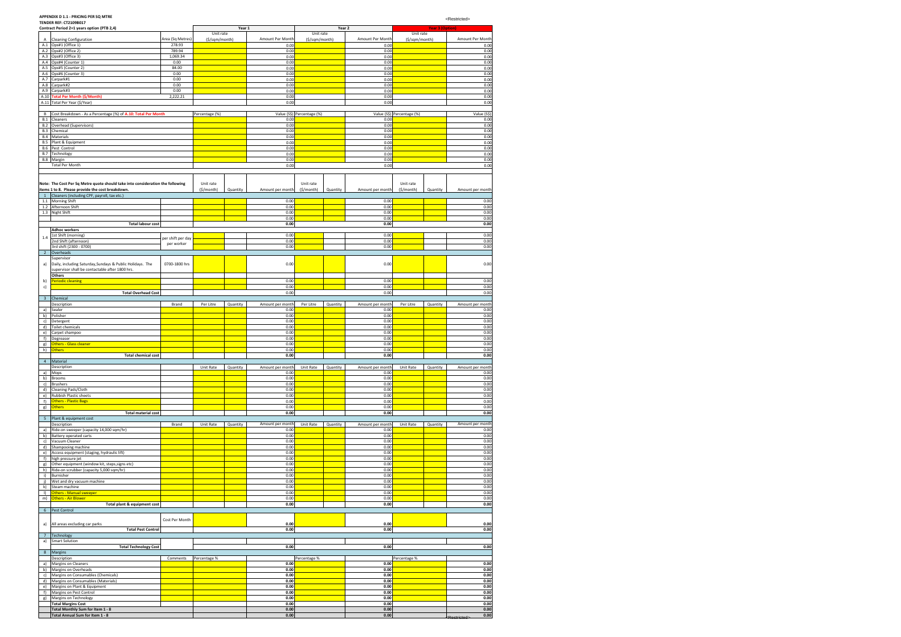**APPENDIX D 1.1 - PRICING PER SQ MTRE**
**TENDER REF: CT2109B017**

**Contract Period 2+1 years option (PTB 2,4)**

| | | | Year 1 | | | Year 2 | | | Year 3 (Option) | | |
|---|---|---|---|---|---|---|---|---|---|---|---|
| A | Cleaning Configuration | Area (Sq Metres) | Unit rate ($/sqm/month) | | Amount Per Month | Unit rate ($/sqm/month) | | Amount Per Month | Unit rate ($/sqm/month) | | Amount Per Month |
| A.1 | Ops#1 (Office 1) | 278.93 | | | 0.00 | | | 0.00 | | | 0.00 |
| A.2 | Ops#2 (Office 2) | 789.94 | | | 0.00 | | | 0.00 | | | 0.00 |
| A.3 | Ops#3 (Office 3) | 1,069.34 | | | 0.00 | | | 0.00 | | | 0.00 |
| A.4 | Ops#4 (Counter 1) | 0.00 | | | 0.00 | | | 0.00 | | | 0.00 |
| A.5 | Ops#5 (Counter 2) | 84.00 | | | 0.00 | | | 0.00 | | | 0.00 |
| A.6 | Ops#6 (Counter 3) | 0.00 | | | 0.00 | | | 0.00 | | | 0.00 |
| A.7 | Carpark#1 | 0.00 | | | 0.00 | | | 0.00 | | | 0.00 |
| A.8 | Carpark#2 | 0.00 | | | 0.00 | | | 0.00 | | | 0.00 |
| A.9 | Carpark#3 | 0.00 | | | 0.00 | | | 0.00 | | | 0.00 |
| A.10 | **Total Per Month ($/Month)** | 2,222.21 | | | 0.00 | | | 0.00 | | | 0.00 |
| A.11 | Total Per Year ($/Year) | | | | 0.00 | | | 0.00 | | | 0.00 |

| B | Cost Breakdown - As a Percentage (%) of **A.10: Total Per Month** | | Percentage (%) | | Value ($$) | Percentage (%) | | Value ($$) | Percentage (%) | | Value ($$) |
|---|---|---|---|---|---|---|---|---|---|---|---|
| B.1 | Cleaners | | | | 0.00 | | | 0.00 | | | 0.00 |
| B.2 | Overhead (Supervisors) | | | | 0.00 | | | 0.00 | | | 0.00 |
| B.3 | Chemical | | | | 0.00 | | | 0.00 | | | 0.00 |
| B.4 | Materials | | | | 0.00 | | | 0.00 | | | 0.00 |
| B.5 | Plant & Equipment | | | | 0.00 | | | 0.00 | | | 0.00 |
| B.6 | Pest Control | | | | 0.00 | | | 0.00 | | | 0.00 |
| B.7 | Technology | | | | 0.00 | | | 0.00 | | | 0.00 |
| B.8 | Margin | | | | 0.00 | | | 0.00 | | | 0.00 |
| | Total Per Month | | | | 0.00 | | | 0.00 | | | 0.00 |

| | **Note: The Cost Per Sq Metre quote should take into consideration the following items 1 to 8. Please provide the cost breakdown.** | | Unit rate ($/month) | Quantity | Amount per month | Unit rate ($/month) | Quantity | Amount per month | Unit rate ($/month) | Quantity | Amount per month |
|---|---|---|---|---|---|---|---|---|---|---|---|
| 1 | Cleaners (including CPF, payroll, tax etc.) | | | | | | | | | | |
| 1.1 | Morning Shift | | | | 0.00 | | | 0.00 | | | 0.00 |
| 1.2 | Afternoon Shift | | | | 0.00 | | | 0.00 | | | 0.00 |
| 1.3 | Night Shift | | | | 0.00 | | | 0.00 | | | 0.00 |
| | | | | | 0.00 | | | 0.00 | | | 0.00 |
| | **Total labour cost** | | | | **0.00** | | | **0.00** | | | **0.00** |
| | **Adhoc workers** | | | | | | | | | | |
| 1.4 | 1st Shift (morning) | per shift per day per worker | | | 0.00 | | | 0.00 | | | 0.00 |
| | 2nd Shift (afternoon) | | | | 0.00 | | | 0.00 | | | 0.00 |
| | 3rd shift (2300 - 0700) | | | | 0.00 | | | 0.00 | | | 0.00 |
| 2 | Overheads | | | | | | | | | | |
| a) | Supervisor Daily, including Saturday,Sundays & Public Holidays. The supervisor shall be contactable after 1800 hrs. | 0700-1800 hrs | | | 0.00 | | | 0.00 | | | 0.00 |
| | **Others** | | | | | | | | | | |
| b) | Periodic cleaning | | | | 0.00 | | | 0.00 | | | 0.00 |
| c) | | | | | 0.00 | | | 0.00 | | | 0.00 |
| | **Total Overhead Cost** | | | | 0.00 | | | 0.00 | | | 0.00 |
| 3 | Chemical | | | | | | | | | | |
| | Description | Brand | Per Litre | Quantity | Amount per month | Per Litre | Quantity | Amount per month | Per Litre | Quantity | Amount per month |
| a) | Sealer | | | | 0.00 | | | 0.00 | | | 0.00 |
| b) | Polisher | | | | 0.00 | | | 0.00 | | | 0.00 |
| c) | Detergent | | | | 0.00 | | | 0.00 | | | 0.00 |
| d) | Toilet chemicals | | | | 0.00 | | | 0.00 | | | 0.00 |
| e) | Carpet shampoo | | | | 0.00 | | | 0.00 | | | 0.00 |
| f) | Degreaser | | | | 0.00 | | | 0.00 | | | 0.00 |
| g) | Others - Glass cleaner | | | | 0.00 | | | 0.00 | | | 0.00 |
| h) | Others | | | | 0.00 | | | 0.00 | | | 0.00 |
| | **Total chemical cost** | | | | **0.00** | | | **0.00** | | | **0.00** |
| 4 | Material | | | | | | | | | | |
| | Description | | Unit Rate | Quantity | Amount per month | Unit Rate | Quantity | Amount per month | Unit Rate | Quantity | Amount per month |
| a) | Mops | | | | 0.00 | | | 0.00 | | | 0.00 |
| b) | Brooms | | | | 0.00 | | | 0.00 | | | 0.00 |
| c) | Brushers | | | | 0.00 | | | 0.00 | | | 0.00 |
| d) | Cleaning Pads/Cloth | | | | 0.00 | | | 0.00 | | | 0.00 |
| e) | Rubbish Plastic sheets | | | | 0.00 | | | 0.00 | | | 0.00 |
| f) | Others - Plastic Bags | | | | 0.00 | | | 0.00 | | | 0.00 |
| g) | Others | | | | 0.00 | | | 0.00 | | | 0.00 |
| | **Total material cost** | | | | **0.00** | | | **0.00** | | | **0.00** |
| 5 | Plant & equipment cost | | | | | | | | | | |
| | Description | Brand | Unit Rate | Quantity | Amount per month | Unit Rate | Quantity | Amount per month | Unit Rate | Quantity | Amount per month |
| a) | Ride-on sweeper (capacity 14,000 sqm/hr) | | | | 0.00 | | | 0.00 | | | 0.00 |
| b) | Battery operated carts | | | | 0.00 | | | 0.00 | | | 0.00 |
| c) | Vacuum Cleaner | | | | 0.00 | | | 0.00 | | | 0.00 |
| d) | Shampooing machine | | | | 0.00 | | | 0.00 | | | 0.00 |
| e) | Access equipment (staging, hydraulic lift) | | | | 0.00 | | | 0.00 | | | 0.00 |
| f) | high pressure jet | | | | 0.00 | | | 0.00 | | | 0.00 |
| g) | Other equipment (window kit, steps,signs etc) | | | | 0.00 | | | 0.00 | | | 0.00 |
| h) | Ride-on scrubber (capacity 5,000 sqm/hr) | | | | 0.00 | | | 0.00 | | | 0.00 |
| i) | Burnisher | | | | 0.00 | | | 0.00 | | | 0.00 |
| j) | Wet and dry vacuum machine | | | | 0.00 | | | 0.00 | | | 0.00 |
| k) | Steam machine | | | | 0.00 | | | 0.00 | | | 0.00 |
| l) | Others - Manual sweeper | | | | 0.00 | | | 0.00 | | | 0.00 |
| m) | Others - Air Blower | | | | 0.00 | | | 0.00 | | | 0.00 |
| | **Total plant & equipment cost** | | | | **0.00** | | | **0.00** | | | **0.00** |
| 6 | Pest Control | | | | | | | | | | |
| a) | All areas excluding car parks | Cost Per Month | | | 0.00 | | | 0.00 | | | 0.00 |
| | **Total Pest Control** | | | | **0.00** | | | **0.00** | | | **0.00** |
| 7 | Technology | | | | | | | | | | |
| a) | Smart Solution | | | | | | | | | | |
| | **Total Technology Cost** | | | | **0.00** | | | **0.00** | | | **0.00** |
| 8 | Margins | | | | | | | | | | |
| | Description | Comments | Percentage % | | | Percentage % | | | Percentage % | | |
| a) | Margins on Cleaners | | | | **0.00** | | | **0.00** | | | **0.00** |
| b) | Margins on Overheads | | | | **0.00** | | | **0.00** | | | **0.00** |
| c) | Margins on Consumables (Chemicals) | | | | **0.00** | | | **0.00** | | | **0.00** |
| d) | Margins on Consumables (Materials) | | | | **0.00** | | | **0.00** | | | **0.00** |
| e) | Margins on Plant & Equipment | | | | **0.00** | | | **0.00** | | | **0.00** |
| f) | Margins on Pest Control | | | | **0.00** | | | **0.00** | | | **0.00** |
| g) | Margins on Technology | | | | **0.00** | | | **0.00** | | | **0.00** |
| | **Total Margins Cost** | | | | **0.00** | | | **0.00** | | | **0.00** |
| | **Total Monthly Sum for Item 1 - 8** | | | | **0.00** | | | **0.00** | | | **0.00** |
| | **Total Annual Sum for Item 1 - 8** | | | | **0.00** | | | **0.00** | | | **0.00** |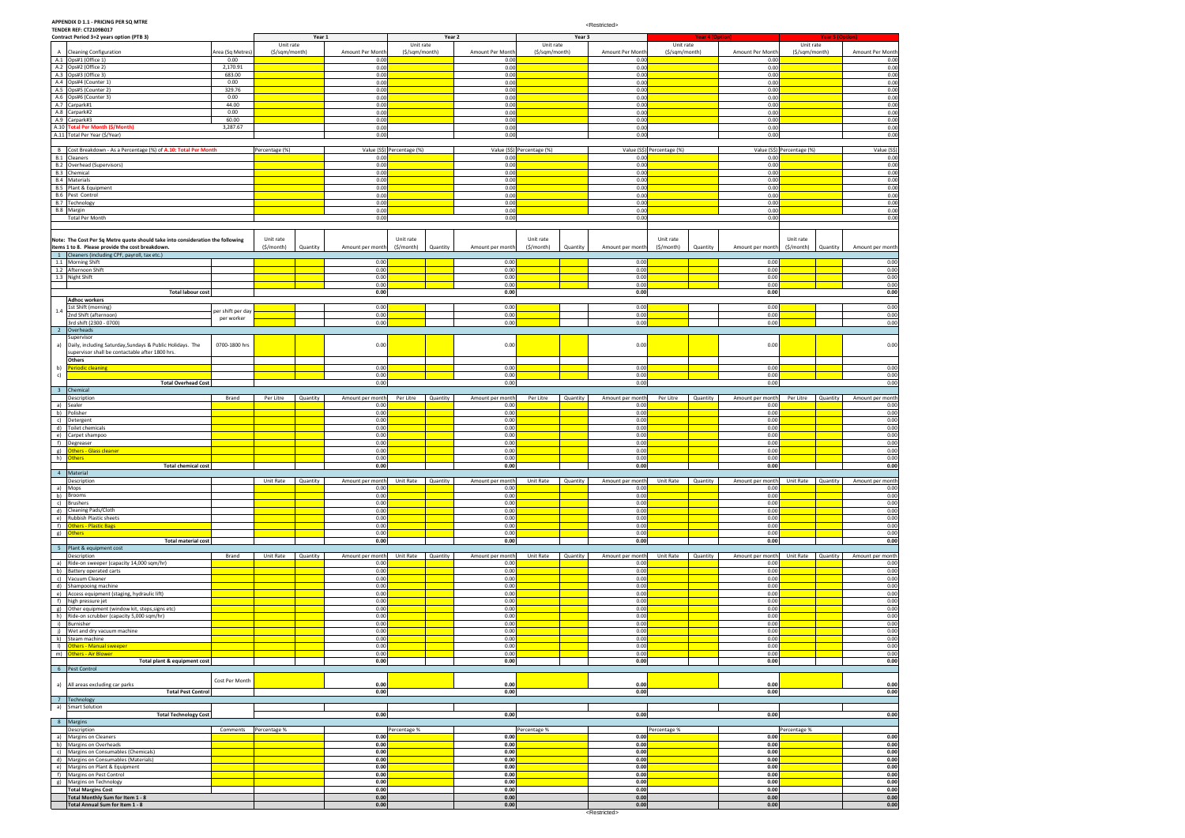**APPENDIX D 1.1 - PRICING PER SQ MTRE**

**TENDER REF: CT2109B017**

**Contract Period 3+2 years option (PTB 3)**

| | | | Year 1 | | | Year 2 | | | Year 3 | | | Year 4 (Option) | | | Year 5 (Option) | | |
|---|---|---|---|---|---|---|---|---|---|---|---|---|---|---|---|---|---|
| A | Cleaning Configuration | Area (Sq Metres) | Unit rate ($/sqm/month) | | Amount Per Month | Unit rate ($/sqm/month) | | Amount Per Month | Unit rate ($/sqm/month) | | Amount Per Month | Unit rate ($/sqm/month) | | Amount Per Month | Unit rate ($/sqm/month) | | Amount Per Month |
| A.1 | Ops#1 (Office 1) | 0.00 | | | 0.00 | | | 0.00 | | | 0.00 | | | 0.00 | | | 0.00 |
| A.2 | Ops#2 (Office 2) | 2,170.91 | | | 0.00 | | | 0.00 | | | 0.00 | | | 0.00 | | | 0.00 |
| A.3 | Ops#3 (Office 3) | 683.00 | | | 0.00 | | | 0.00 | | | 0.00 | | | 0.00 | | | 0.00 |
| A.4 | Ops#4 (Counter 1) | 0.00 | | | 0.00 | | | 0.00 | | | 0.00 | | | 0.00 | | | 0.00 |
| A.5 | Ops#5 (Counter 2) | 329.76 | | | 0.00 | | | 0.00 | | | 0.00 | | | 0.00 | | | 0.00 |
| A.6 | Ops#6 (Counter 3) | 0.00 | | | 0.00 | | | 0.00 | | | 0.00 | | | 0.00 | | | 0.00 |
| A.7 | Carpark#1 | 44.00 | | | 0.00 | | | 0.00 | | | 0.00 | | | 0.00 | | | 0.00 |
| A.8 | Carpark#2 | 0.00 | | | 0.00 | | | 0.00 | | | 0.00 | | | 0.00 | | | 0.00 |
| A.9 | Carpark#3 | 60.00 | | | 0.00 | | | 0.00 | | | 0.00 | | | 0.00 | | | 0.00 |
| A.10 | Total Per Month ($/Month) | 3,287.67 | | | 0.00 | | | 0.00 | | | 0.00 | | | 0.00 | | | 0.00 |
| A.11 | Total Per Year ($/Year) | | | | 0.00 | | | 0.00 | | | 0.00 | | | 0.00 | | | 0.00 |

| B | Cost Breakdown - As a Percentage (%) of A.10: Total Per Month | | Percentage (%) | | Value ($) | Percentage (%) | | Value ($) | Percentage (%) | | Value ($) | Percentage (%) | | Value ($) | Percentage (%) | | Value ($) |
|---|---|---|---|---|---|---|---|---|---|---|---|---|---|---|---|---|---|
| B.1 | Cleaners | | | | 0.00 | | | 0.00 | | | 0.00 | | | 0.00 | | | 0.00 |
| B.2 | Overhead (Supervisors) | | | | 0.00 | | | 0.00 | | | 0.00 | | | 0.00 | | | 0.00 |
| B.3 | Chemical | | | | 0.00 | | | 0.00 | | | 0.00 | | | 0.00 | | | 0.00 |
| B.4 | Materials | | | | 0.00 | | | 0.00 | | | 0.00 | | | 0.00 | | | 0.00 |
| B.5 | Plant & Equipment | | | | 0.00 | | | 0.00 | | | 0.00 | | | 0.00 | | | 0.00 |
| B.6 | Pest Control | | | | 0.00 | | | 0.00 | | | 0.00 | | | 0.00 | | | 0.00 |
| B.7 | Technology | | | | 0.00 | | | 0.00 | | | 0.00 | | | 0.00 | | | 0.00 |
| B.8 | Margin | | | | 0.00 | | | 0.00 | | | 0.00 | | | 0.00 | | | 0.00 |
| | Total Per Month | | | | 0.00 | | | 0.00 | | | 0.00 | | | 0.00 | | | 0.00 |

| | Note: The Cost Per Sq Metre quote should take into consideration the following items 1 to 8. Please provide the cost breakdown. | | Unit rate ($/month) | Quantity | Amount per month | Unit rate ($/month) | Quantity | Amount per month | Unit rate ($/month) | Quantity | Amount per month | Unit rate ($/month) | Quantity | Amount per month | Unit rate ($/month) | Quantity | Amount per month |
|---|---|---|---|---|---|---|---|---|---|---|---|---|---|---|---|---|---|
| 1 | Cleaners (including CPF, payroll, tax etc.) | | | | | | | | | | | | | | | | |
| 1.1 | Morning Shift | | | | 0.00 | | | 0.00 | | | 0.00 | | | 0.00 | | | 0.00 |
| 1.2 | Afternoon Shift | | | | 0.00 | | | 0.00 | | | 0.00 | | | 0.00 | | | 0.00 |
| 1.3 | Night Shift | | | | 0.00 | | | 0.00 | | | 0.00 | | | 0.00 | | | 0.00 |
| | | | | | 0.00 | | | 0.00 | | | 0.00 | | | 0.00 | | | 0.00 |
| | **Total labour cost** | | | | **0.00** | | | **0.00** | | | **0.00** | | | **0.00** | | | **0.00** |
| | **Adhoc workers** | | | | | | | | | | | | | | | | |
| 1.4 | 1st Shift (morning) | per shift per day per worker | | | 0.00 | | | 0.00 | | | 0.00 | | | 0.00 | | | 0.00 |
| | 2nd Shift (afternoon) | | | | 0.00 | | | 0.00 | | | 0.00 | | | 0.00 | | | 0.00 |
| | 3rd shift (2300 - 0700) | | | | 0.00 | | | 0.00 | | | 0.00 | | | 0.00 | | | 0.00 |
| 2 | Overheads | | | | | | | | | | | | | | | | |
| a) | Supervisor<br>Daily, including Saturday,Sundays & Public Holidays. The supervisor shall be contactable after 1800 hrs. | 0700-1800 hrs | | | 0.00 | | | 0.00 | | | 0.00 | | | 0.00 | | | 0.00 |
| | **Others** | | | | | | | | | | | | | | | | |
| b) | Periodic cleaning | | | | 0.00 | | | 0.00 | | | 0.00 | | | 0.00 | | | 0.00 |
| c) | | | | | 0.00 | | | 0.00 | | | 0.00 | | | 0.00 | | | 0.00 |
| | **Total Overhead Cost** | | | | 0.00 | | | 0.00 | | | 0.00 | | | 0.00 | | | 0.00 |
| 3 | Chemical | | | | | | | | | | | | | | | | |
| | Description | Brand | Per Litre | Quantity | Amount per month | Per Litre | Quantity | Amount per month | Per Litre | Quantity | Amount per month | Per Litre | Quantity | Amount per month | Per Litre | Quantity | Amount per month |
| a) | Sealer | | | | 0.00 | | | 0.00 | | | 0.00 | | | 0.00 | | | 0.00 |
| b) | Polisher | | | | 0.00 | | | 0.00 | | | 0.00 | | | 0.00 | | | 0.00 |
| c) | Detergent | | | | 0.00 | | | 0.00 | | | 0.00 | | | 0.00 | | | 0.00 |
| d) | Toilet chemicals | | | | 0.00 | | | 0.00 | | | 0.00 | | | 0.00 | | | 0.00 |
| e) | Carpet shampoo | | | | 0.00 | | | 0.00 | | | 0.00 | | | 0.00 | | | 0.00 |
| f) | Degreaser | | | | 0.00 | | | 0.00 | | | 0.00 | | | 0.00 | | | 0.00 |
| g) | Others - Glass cleaner | | | | 0.00 | | | 0.00 | | | 0.00 | | | 0.00 | | | 0.00 |
| h) | Others | | | | 0.00 | | | 0.00 | | | 0.00 | | | 0.00 | | | 0.00 |
| | **Total chemical cost** | | | | **0.00** | | | **0.00** | | | **0.00** | | | **0.00** | | | **0.00** |
| 4 | Material | | | | | | | | | | | | | | | | |
| | Description | | Unit Rate | Quantity | Amount per month | Unit Rate | Quantity | Amount per month | Unit Rate | Quantity | Amount per month | Unit Rate | Quantity | Amount per month | Unit Rate | Quantity | Amount per month |
| a) | Mops | | | | 0.00 | | | 0.00 | | | 0.00 | | | 0.00 | | | 0.00 |
| b) | Brooms | | | | 0.00 | | | 0.00 | | | 0.00 | | | 0.00 | | | 0.00 |
| c) | Brushers | | | | 0.00 | | | 0.00 | | | 0.00 | | | 0.00 | | | 0.00 |
| d) | Cleaning Pads/Cloth | | | | 0.00 | | | 0.00 | | | 0.00 | | | 0.00 | | | 0.00 |
| e) | Rubbish Plastic sheets | | | | 0.00 | | | 0.00 | | | 0.00 | | | 0.00 | | | 0.00 |
| f) | Others - Plastic Bags | | | | 0.00 | | | 0.00 | | | 0.00 | | | 0.00 | | | 0.00 |
| g) | Others | | | | 0.00 | | | 0.00 | | | 0.00 | | | 0.00 | | | 0.00 |
| | **Total material cost** | | | | **0.00** | | | **0.00** | | | **0.00** | | | **0.00** | | | **0.00** |
| 5 | Plant & equipment cost | | | | | | | | | | | | | | | | |
| | Description | Brand | Unit Rate | Quantity | Amount per month | Unit Rate | Quantity | Amount per month | Unit Rate | Quantity | Amount per month | Unit Rate | Quantity | Amount per month | Unit Rate | Quantity | Amount per month |
| a) | Ride-on sweeper (capacity 14,000 sqm/hr) | | | | 0.00 | | | 0.00 | | | 0.00 | | | 0.00 | | | 0.00 |
| b) | Battery operated carts | | | | 0.00 | | | 0.00 | | | 0.00 | | | 0.00 | | | 0.00 |
| c) | Vacuum Cleaner | | | | 0.00 | | | 0.00 | | | 0.00 | | | 0.00 | | | 0.00 |
| d) | Shampooing machine | | | | 0.00 | | | 0.00 | | | 0.00 | | | 0.00 | | | 0.00 |
| e) | Access equipment (staging, hydraulic lift) | | | | 0.00 | | | 0.00 | | | 0.00 | | | 0.00 | | | 0.00 |
| f) | high pressure jet | | | | 0.00 | | | 0.00 | | | 0.00 | | | 0.00 | | | 0.00 |
| g) | Other equipment (window kit, steps,signs etc) | | | | 0.00 | | | 0.00 | | | 0.00 | | | 0.00 | | | 0.00 |
| h) | Ride-on scrubber (capacity 5,000 sqm/hr) | | | | 0.00 | | | 0.00 | | | 0.00 | | | 0.00 | | | 0.00 |
| i) | Burnisher | | | | 0.00 | | | 0.00 | | | 0.00 | | | 0.00 | | | 0.00 |
| j) | Wet and dry vacuum machine | | | | 0.00 | | | 0.00 | | | 0.00 | | | 0.00 | | | 0.00 |
| k) | Steam machine | | | | 0.00 | | | 0.00 | | | 0.00 | | | 0.00 | | | 0.00 |
| l) | Others - Manual sweeper | | | | 0.00 | | | 0.00 | | | 0.00 | | | 0.00 | | | 0.00 |
| m) | Others - Air Blower | | | | 0.00 | | | 0.00 | | | 0.00 | | | 0.00 | | | 0.00 |
| | **Total plant & equipment cost** | | | | **0.00** | | | **0.00** | | | **0.00** | | | **0.00** | | | **0.00** |
| 6 | Pest Control | | | | | | | | | | | | | | | | |
| a) | All areas excluding car parks | Cost Per Month | | | **0.00** | | | **0.00** | | | **0.00** | | | **0.00** | | | **0.00** |
| | **Total Pest Control** | | | | **0.00** | | | **0.00** | | | **0.00** | | | **0.00** | | | **0.00** |
| 7 | Technology | | | | | | | | | | | | | | | | |
| a) | Smart Solution | | | | | | | | | | | | | | | | |
| | **Total Technology Cost** | | | | **0.00** | | | **0.00** | | | **0.00** | | | **0.00** | | | **0.00** |
| 8 | Margins | | | | | | | | | | | | | | | | |
| | Description | Comments | Percentage % | | | Percentage % | | | Percentage % | | | Percentage % | | | Percentage % | | |
| a) | Margins on Cleaners | | | | **0.00** | | | **0.00** | | | **0.00** | | | **0.00** | | | **0.00** |
| b) | Margins on Overheads | | | | **0.00** | | | **0.00** | | | **0.00** | | | **0.00** | | | **0.00** |
| c) | Margins on Consumables (Chemicals) | | | | **0.00** | | | **0.00** | | | **0.00** | | | **0.00** | | | **0.00** |
| d) | Margins on Consumables (Materials) | | | | **0.00** | | | **0.00** | | | **0.00** | | | **0.00** | | | **0.00** |
| e) | Margins on Plant & Equipment | | | | **0.00** | | | **0.00** | | | **0.00** | | | **0.00** | | | **0.00** |
| f) | Margins on Pest Control | | | | **0.00** | | | **0.00** | | | **0.00** | | | **0.00** | | | **0.00** |
| g) | Margins on Technology | | | | **0.00** | | | **0.00** | | | **0.00** | | | **0.00** | | | **0.00** |
| | **Total Margins Cost** | | | | **0.00** | | | **0.00** | | | **0.00** | | | **0.00** | | | **0.00** |
| | **Total Monthly Sum for Item 1 - 8** | | | | **0.00** | | | **0.00** | | | **0.00** | | | **0.00** | | | **0.00** |
| | **Total Annual Sum for Item 1 - 8** | | | | **0.00** | | | **0.00** | | | **0.00** | | | **0.00** | | | **0.00** |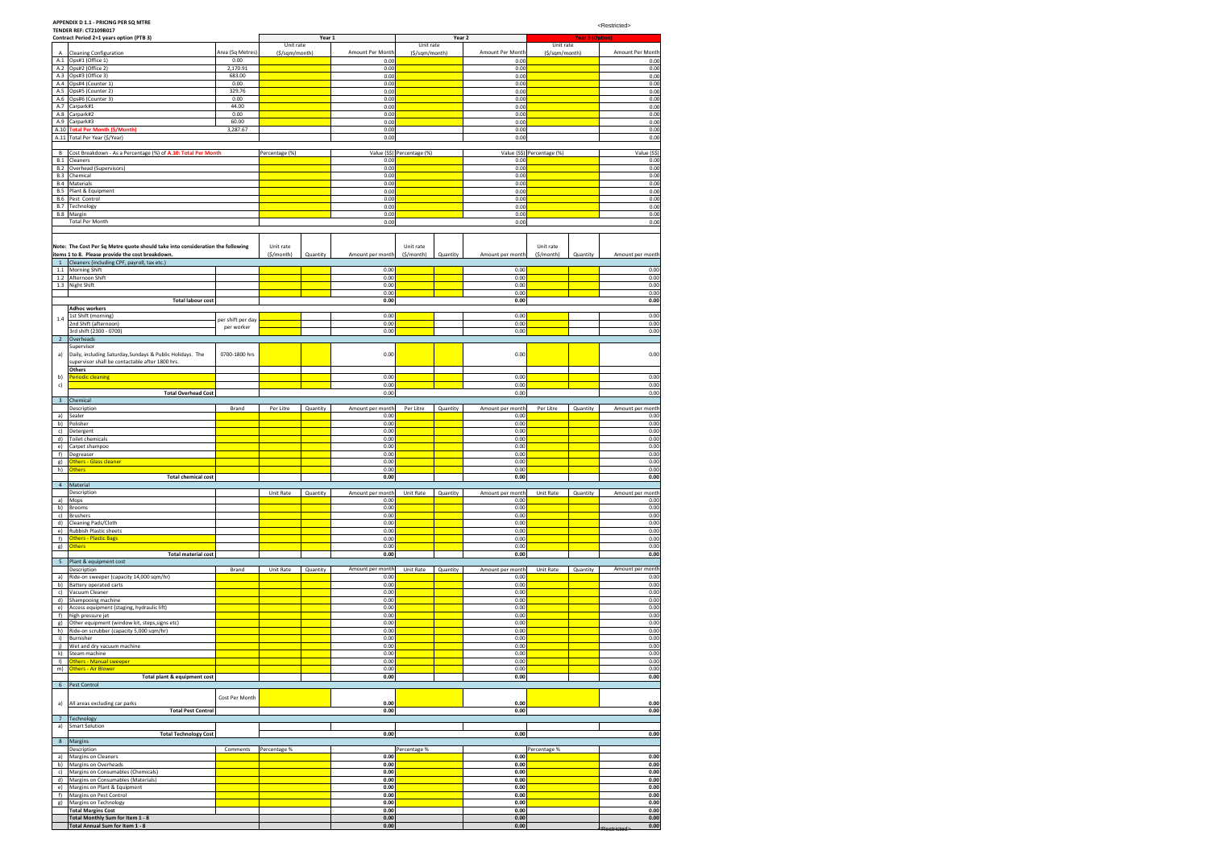**APPENDIX D 1.1 - PRICING PER SQ MTRE**

**TENDER REF: CT2109B017**

**Contract Period 2+1 years option (PTB 3)**

| | | | Year 1 | | | Year 2 | | | Year 3 (Option) | | |
|---|---|---|---|---|---|---|---|---|---|---|---|
| A | Cleaning Configuration | Area (Sq Metres) | Unit rate ($/sqm/month) | | Amount Per Month | Unit rate ($/sqm/month) | | Amount Per Month | Unit rate ($/sqm/month) | | Amount Per Month |
| A.1 | Ops#1 (Office 1) | 0.00 | | | 0.00 | | | 0.00 | | | 0.00 |
| A.2 | Ops#2 (Office 2) | 2,170.91 | | | 0.00 | | | 0.00 | | | 0.00 |
| A.3 | Ops#3 (Office 3) | 683.00 | | | 0.00 | | | 0.00 | | | 0.00 |
| A.4 | Ops#4 (Counter 1) | 0.00 | | | 0.00 | | | 0.00 | | | 0.00 |
| A.5 | Ops#5 (Counter 2) | 329.76 | | | 0.00 | | | 0.00 | | | 0.00 |
| A.6 | Ops#6 (Counter 3) | 0.00 | | | 0.00 | | | 0.00 | | | 0.00 |
| A.7 | Carpark#1 | 44.00 | | | 0.00 | | | 0.00 | | | 0.00 |
| A.8 | Carpark#2 | 0.00 | | | 0.00 | | | 0.00 | | | 0.00 |
| A.9 | Carpark#3 | 60.00 | | | 0.00 | | | 0.00 | | | 0.00 |
| A.10 | **Total Per Month ($/Month)** | 3,287.67 | | | 0.00 | | | 0.00 | | | 0.00 |
| A.11 | Total Per Year ($/Year) | | | | 0.00 | | | 0.00 | | | 0.00 |
| | | | | | | | | | | | |
| B | Cost Breakdown - As a Percentage (%) of **A.10: Total Per Month** | | Percentage (%) | | Value ($$) | Percentage (%) | | Value ($$) | Percentage (%) | | Value ($$) |
| B.1 | Cleaners | | | | 0.00 | | | 0.00 | | | 0.00 |
| B.2 | Overhead (Supervisors) | | | | 0.00 | | | 0.00 | | | 0.00 |
| B.3 | Chemical | | | | 0.00 | | | 0.00 | | | 0.00 |
| B.4 | Materials | | | | 0.00 | | | 0.00 | | | 0.00 |
| B.5 | Plant & Equipment | | | | 0.00 | | | 0.00 | | | 0.00 |
| B.6 | Pest Control | | | | 0.00 | | | 0.00 | | | 0.00 |
| B.7 | Technology | | | | 0.00 | | | 0.00 | | | 0.00 |
| B.8 | Margin | | | | 0.00 | | | 0.00 | | | 0.00 |
| | Total Per Month | | | | 0.00 | | | 0.00 | | | 0.00 |
| | | | | | | | | | | | |
| | **Note: The Cost Per Sq Metre quote should take into consideration the following items 1 to 8. Please provide the cost breakdown.** | | Unit rate ($/month) | Quantity | Amount per month | Unit rate ($/month) | Quantity | Amount per month | Unit rate ($/month) | Quantity | Amount per month |
| 1 | Cleaners (including CPF, payroll, tax etc.) | | | | | | | | | | |
| 1.1 | Morning Shift | | | | 0.00 | | | 0.00 | | | 0.00 |
| 1.2 | Afternoon Shift | | | | 0.00 | | | 0.00 | | | 0.00 |
| 1.3 | Night Shift | | | | 0.00 | | | 0.00 | | | 0.00 |
| | | | | | 0.00 | | | 0.00 | | | 0.00 |
| | **Total labour cost** | | | | **0.00** | | | **0.00** | | | **0.00** |
| | **Adhoc workers** | | | | | | | | | | |
| 1.4 | 1st Shift (morning) | per shift per day per worker | | | 0.00 | | | 0.00 | | | 0.00 |
| | 2nd Shift (afternoon) | | | | 0.00 | | | 0.00 | | | 0.00 |
| | 3rd shift (2300 - 0700) | | | | 0.00 | | | 0.00 | | | 0.00 |
| 2 | Overheads | | | | | | | | | | |
| a) | Supervisor<br>Daily, including Saturday,Sundays & Public Holidays. The supervisor shall be contactable after 1800 hrs. | 0700-1800 hrs | | | 0.00 | | | 0.00 | | | 0.00 |
| | **Others** | | | | | | | | | | |
| b) | Periodic cleaning | | | | 0.00 | | | 0.00 | | | 0.00 |
| c) | | | | | 0.00 | | | 0.00 | | | 0.00 |
| | **Total Overhead Cost** | | | | 0.00 | | | 0.00 | | | 0.00 |
| 3 | Chemical | | | | | | | | | | |
| | Description | Brand | Per Litre | Quantity | Amount per month | Per Litre | Quantity | Amount per month | Per Litre | Quantity | Amount per month |
| a) | Sealer | | | | 0.00 | | | 0.00 | | | 0.00 |
| b) | Polisher | | | | 0.00 | | | 0.00 | | | 0.00 |
| c) | Detergent | | | | 0.00 | | | 0.00 | | | 0.00 |
| d) | Toilet chemicals | | | | 0.00 | | | 0.00 | | | 0.00 |
| e) | Carpet shampoo | | | | 0.00 | | | 0.00 | | | 0.00 |
| f) | Degreaser | | | | 0.00 | | | 0.00 | | | 0.00 |
| g) | Others - Glass cleaner | | | | 0.00 | | | 0.00 | | | 0.00 |
| h) | Others | | | | 0.00 | | | 0.00 | | | 0.00 |
| | **Total chemical cost** | | | | **0.00** | | | **0.00** | | | **0.00** |
| 4 | Material | | | | | | | | | | |
| | Description | | Unit Rate | Quantity | Amount per month | Unit Rate | Quantity | Amount per month | Unit Rate | Quantity | Amount per month |
| a) | Mops | | | | 0.00 | | | 0.00 | | | 0.00 |
| b) | Brooms | | | | 0.00 | | | 0.00 | | | 0.00 |
| c) | Brushers | | | | 0.00 | | | 0.00 | | | 0.00 |
| d) | Cleaning Pads/Cloth | | | | 0.00 | | | 0.00 | | | 0.00 |
| e) | Rubbish Plastic sheets | | | | 0.00 | | | 0.00 | | | 0.00 |
| f) | Others - Plastic Bags | | | | 0.00 | | | 0.00 | | | 0.00 |
| g) | Others | | | | 0.00 | | | 0.00 | | | 0.00 |
| | **Total material cost** | | | | **0.00** | | | **0.00** | | | **0.00** |
| 5 | Plant & equipment cost | | | | | | | | | | |
| | Description | Brand | Unit Rate | Quantity | Amount per month | Unit Rate | Quantity | Amount per month | Unit Rate | Quantity | Amount per month |
| a) | Ride-on sweeper (capacity 14,000 sqm/hr) | | | | 0.00 | | | 0.00 | | | 0.00 |
| b) | Battery operated carts | | | | 0.00 | | | 0.00 | | | 0.00 |
| c) | Vacuum Cleaner | | | | 0.00 | | | 0.00 | | | 0.00 |
| d) | Shampooing machine | | | | 0.00 | | | 0.00 | | | 0.00 |
| e) | Access equipment (staging, hydraulic lift) | | | | 0.00 | | | 0.00 | | | 0.00 |
| f) | high pressure jet | | | | 0.00 | | | 0.00 | | | 0.00 |
| g) | Other equipment (window kit, steps,signs etc) | | | | 0.00 | | | 0.00 | | | 0.00 |
| h) | Ride-on scrubber (capacity 5,000 sqm/hr) | | | | 0.00 | | | 0.00 | | | 0.00 |
| i) | Burnisher | | | | 0.00 | | | 0.00 | | | 0.00 |
| j) | Wet and dry vacuum machine | | | | 0.00 | | | 0.00 | | | 0.00 |
| k) | Steam machine | | | | 0.00 | | | 0.00 | | | 0.00 |
| l) | Others - Manual sweeper | | | | 0.00 | | | 0.00 | | | 0.00 |
| m) | Others - Air Blower | | | | 0.00 | | | 0.00 | | | 0.00 |
| | **Total plant & equipment cost** | | | | **0.00** | | | **0.00** | | | **0.00** |
| 6 | Pest Control | | | | | | | | | | |
| a) | All areas excluding car parks | Cost Per Month | | | **0.00** | | | **0.00** | | | **0.00** |
| | **Total Pest Control** | | | | **0.00** | | | **0.00** | | | **0.00** |
| 7 | Technology | | | | | | | | | | |
| a) | Smart Solution | | | | | | | | | | |
| | **Total Technology Cost** | | | | **0.00** | | | **0.00** | | | **0.00** |
| 8 | Margins | | | | | | | | | | |
| | Description | Comments | Percentage % | | | Percentage % | | | Percentage % | | |
| a) | Margins on Cleaners | | | | **0.00** | | | **0.00** | | | **0.00** |
| b) | Margins on Overheads | | | | **0.00** | | | **0.00** | | | **0.00** |
| c) | Margins on Consumables (Chemicals) | | | | **0.00** | | | **0.00** | | | **0.00** |
| d) | Margins on Consumables (Materials) | | | | **0.00** | | | **0.00** | | | **0.00** |
| e) | Margins on Plant & Equipment | | | | **0.00** | | | **0.00** | | | **0.00** |
| f) | Margins on Pest Control | | | | **0.00** | | | **0.00** | | | **0.00** |
| g) | Margins on Technology | | | | **0.00** | | | **0.00** | | | **0.00** |
| | **Total Margins Cost** | | | | **0.00** | | | **0.00** | | | **0.00** |
| | **Total Monthly Sum for Item 1 - 8** | | | | **0.00** | | | **0.00** | | | **0.00** |
| | **Total Annual Sum for Item 1 - 8** | | | | **0.00** | | | **0.00** | | | **0.00** |